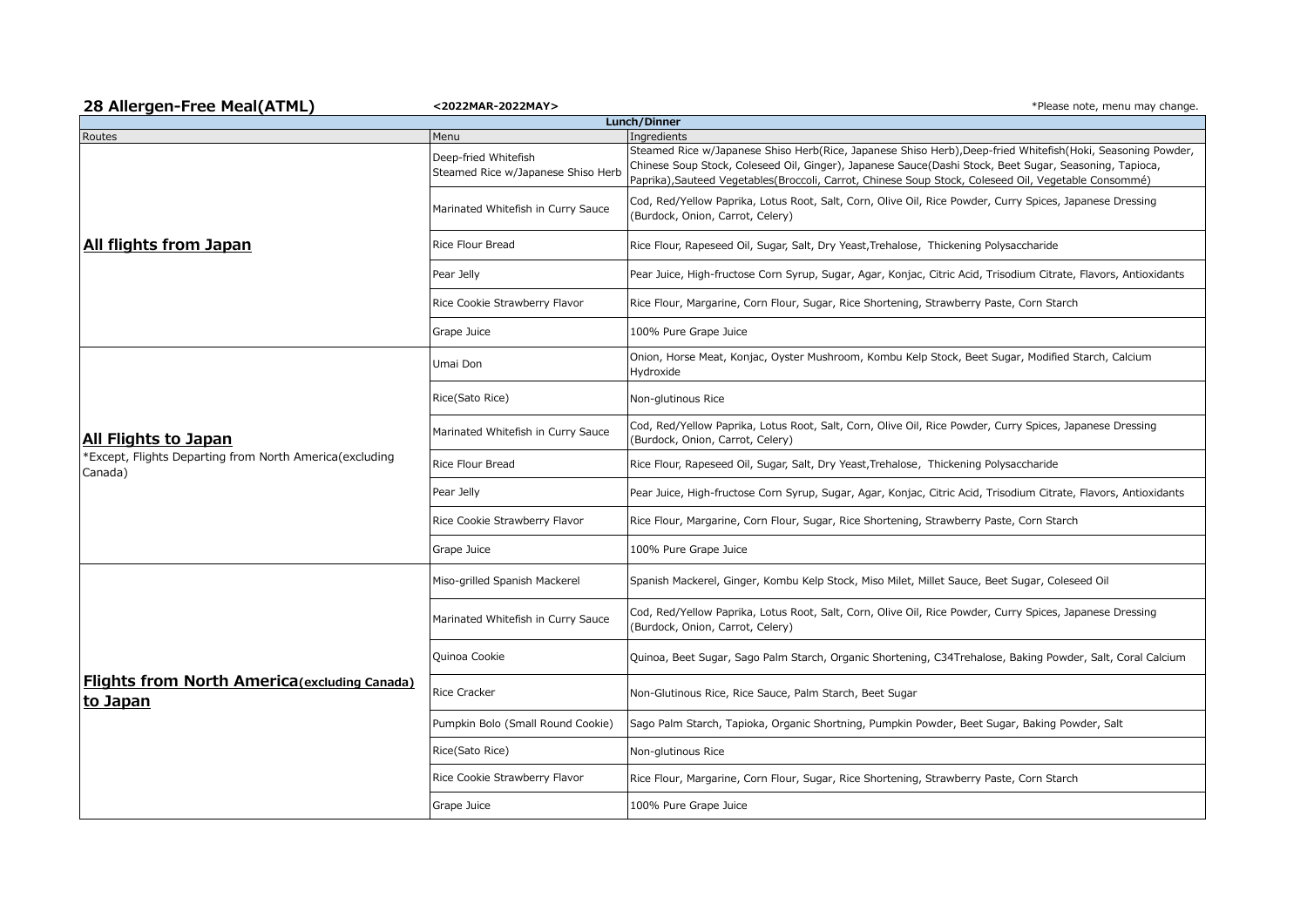## 28 Allergen-Free Meal(ATML)

**<2022MAR-2022MAY>**

*Please note, menu may change.

| Lunch/Dinner | | |
|---|---|---|
| Routes | Menu | Ingredients |
| **All flights from Japan** | Deep-fried Whitefish Steamed Rice w/Japanese Shiso Herb | Steamed Rice w/Japanese Shiso Herb(Rice, Japanese Shiso Herb),Deep-fried Whitefish(Hoki, Seasoning Powder, Chinese Soup Stock, Coleseed Oil, Ginger), Japanese Sauce(Dashi Stock, Beet Sugar, Seasoning, Tapioca, Paprika),Sauteed Vegetables(Broccoli, Carrot, Chinese Soup Stock, Coleseed Oil, Vegetable Consommé) |
| | Marinated Whitefish in Curry Sauce | Cod, Red/Yellow Paprika, Lotus Root, Salt, Corn, Olive Oil, Rice Powder, Curry Spices, Japanese Dressing (Burdock, Onion, Carrot, Celery) |
| | Rice Flour Bread | Rice Flour, Rapeseed Oil, Sugar, Salt, Dry Yeast,Trehalose, Thickening Polysaccharide |
| | Pear Jelly | Pear Juice, High-fructose Corn Syrup, Sugar, Agar, Konjac, Citric Acid, Trisodium Citrate, Flavors, Antioxidants |
| | Rice Cookie Strawberry Flavor | Rice Flour, Margarine, Corn Flour, Sugar, Rice Shortening, Strawberry Paste, Corn Starch |
| | Grape Juice | 100% Pure Grape Juice |
| **All Flights to Japan** *Except, Flights Departing from North America(excluding Canada) | Umai Don | Onion, Horse Meat, Konjac, Oyster Mushroom, Kombu Kelp Stock, Beet Sugar, Modified Starch, Calcium Hydroxide |
| | Rice(Sato Rice) | Non-glutinous Rice |
| | Marinated Whitefish in Curry Sauce | Cod, Red/Yellow Paprika, Lotus Root, Salt, Corn, Olive Oil, Rice Powder, Curry Spices, Japanese Dressing (Burdock, Onion, Carrot, Celery) |
| | Rice Flour Bread | Rice Flour, Rapeseed Oil, Sugar, Salt, Dry Yeast,Trehalose, Thickening Polysaccharide |
| | Pear Jelly | Pear Juice, High-fructose Corn Syrup, Sugar, Agar, Konjac, Citric Acid, Trisodium Citrate, Flavors, Antioxidants |
| | Rice Cookie Strawberry Flavor | Rice Flour, Margarine, Corn Flour, Sugar, Rice Shortening, Strawberry Paste, Corn Starch |
| | Grape Juice | 100% Pure Grape Juice |
| **Flights from North America(excluding Canada) to Japan** | Miso-grilled Spanish Mackerel | Spanish Mackerel, Ginger, Kombu Kelp Stock, Miso Milet, Millet Sauce, Beet Sugar, Coleseed Oil |
| | Marinated Whitefish in Curry Sauce | Cod, Red/Yellow Paprika, Lotus Root, Salt, Corn, Olive Oil, Rice Powder, Curry Spices, Japanese Dressing (Burdock, Onion, Carrot, Celery) |
| | Quinoa Cookie | Quinoa, Beet Sugar, Sago Palm Starch, Organic Shortening, C34Trehalose, Baking Powder, Salt, Coral Calcium |
| | Rice Cracker | Non-Glutinous Rice, Rice Sauce, Palm Starch, Beet Sugar |
| | Pumpkin Bolo (Small Round Cookie) | Sago Palm Starch, Tapioka, Organic Shortning, Pumpkin Powder, Beet Sugar, Baking Powder, Salt |
| | Rice(Sato Rice) | Non-glutinous Rice |
| | Rice Cookie Strawberry Flavor | Rice Flour, Margarine, Corn Flour, Sugar, Rice Shortening, Strawberry Paste, Corn Starch |
| | Grape Juice | 100% Pure Grape Juice |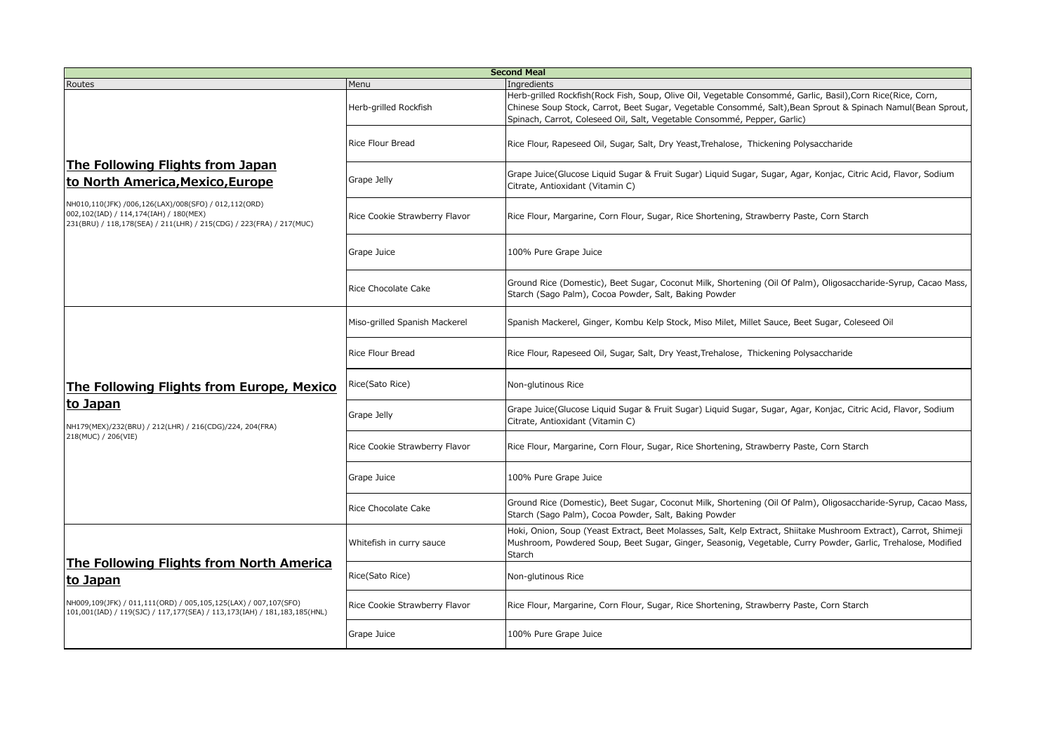| Second Meal | | |
|---|---|---|
| Routes | Menu | Ingredients |
| **The Following Flights from Japan to North America,Mexico,Europe**<br>NH010,110(JFK) /006,126(LAX)/008(SFO) / 012,112(ORD) 002,102(IAD) / 114,174(IAH) / 180(MEX) 231(BRU) / 118,178(SEA) / 211(LHR) / 215(CDG) / 223(FRA) / 217(MUC) | Herb-grilled Rockfish | Herb-grilled Rockfish(Rock Fish, Soup, Olive Oil, Vegetable Consommé, Garlic, Basil),Corn Rice(Rice, Corn, Chinese Soup Stock, Carrot, Beet Sugar, Vegetable Consommé, Salt),Bean Sprout & Spinach Namul(Bean Sprout, Spinach, Carrot, Coleseed Oil, Salt, Vegetable Consommé, Pepper, Garlic) |
| | Rice Flour Bread | Rice Flour, Rapeseed Oil, Sugar, Salt, Dry Yeast,Trehalose, Thickening Polysaccharide |
| | Grape Jelly | Grape Juice(Glucose Liquid Sugar & Fruit Sugar) Liquid Sugar, Sugar, Agar, Konjac, Citric Acid, Flavor, Sodium Citrate, Antioxidant (Vitamin C) |
| | Rice Cookie Strawberry Flavor | Rice Flour, Margarine, Corn Flour, Sugar, Rice Shortening, Strawberry Paste, Corn Starch |
| | Grape Juice | 100% Pure Grape Juice |
| | Rice Chocolate Cake | Ground Rice (Domestic), Beet Sugar, Coconut Milk, Shortening (Oil Of Palm), Oligosaccharide-Syrup, Cacao Mass, Starch (Sago Palm), Cocoa Powder, Salt, Baking Powder |
| **The Following Flights from Europe, Mexico to Japan**<br>NH179(MEX)/232(BRU) / 212(LHR) / 216(CDG)/224, 204(FRA) 218(MUC) / 206(VIE) | Miso-grilled Spanish Mackerel | Spanish Mackerel, Ginger, Kombu Kelp Stock, Miso Milet, Millet Sauce, Beet Sugar, Coleseed Oil |
| | Rice Flour Bread | Rice Flour, Rapeseed Oil, Sugar, Salt, Dry Yeast,Trehalose, Thickening Polysaccharide |
| | Rice(Sato Rice) | Non-glutinous Rice |
| | Grape Jelly | Grape Juice(Glucose Liquid Sugar & Fruit Sugar) Liquid Sugar, Sugar, Agar, Konjac, Citric Acid, Flavor, Sodium Citrate, Antioxidant (Vitamin C) |
| | Rice Cookie Strawberry Flavor | Rice Flour, Margarine, Corn Flour, Sugar, Rice Shortening, Strawberry Paste, Corn Starch |
| | Grape Juice | 100% Pure Grape Juice |
| | Rice Chocolate Cake | Ground Rice (Domestic), Beet Sugar, Coconut Milk, Shortening (Oil Of Palm), Oligosaccharide-Syrup, Cacao Mass, Starch (Sago Palm), Cocoa Powder, Salt, Baking Powder |
| **The Following Flights from North America to Japan**<br>NH009,109(JFK) / 011,111(ORD) / 005,105,125(LAX) / 007,107(SFO) 101,001(IAD) / 119(SJC) / 117,177(SEA) / 113,173(IAH) / 181,183,185(HNL) | Whitefish in curry sauce | Hoki, Onion, Soup (Yeast Extract, Beet Molasses, Salt, Kelp Extract, Shiitake Mushroom Extract), Carrot, Shimeji Mushroom, Powdered Soup, Beet Sugar, Ginger, Seasonig, Vegetable, Curry Powder, Garlic, Trehalose, Modified Starch |
| | Rice(Sato Rice) | Non-glutinous Rice |
| | Rice Cookie Strawberry Flavor | Rice Flour, Margarine, Corn Flour, Sugar, Rice Shortening, Strawberry Paste, Corn Starch |
| | Grape Juice | 100% Pure Grape Juice |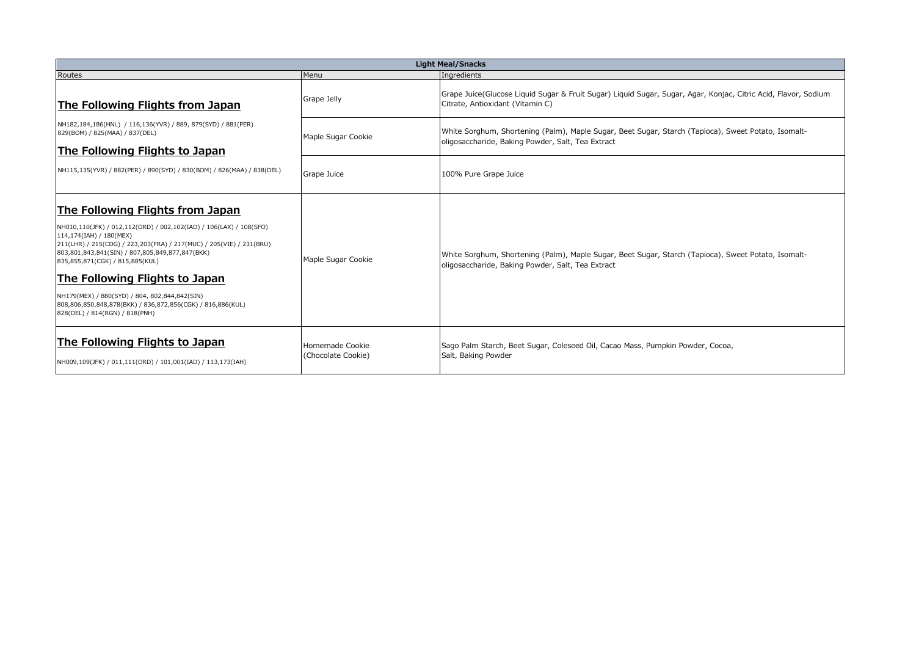| Light Meal/Snacks | | |
|---|---|---|
| Routes | Menu | Ingredients |
| **The Following Flights from Japan**<br>NH182,184,186(HNL) / 116,136(YVR) / 889, 879(SYD) / 881(PER)<br>829(BOM) / 825(MAA) / 837(DEL)<br>**The Following Flights to Japan**<br>NH115,135(YVR) / 882(PER) / 890(SYD) / 830(BOM) / 826(MAA) / 838(DEL) | Grape Jelly | Grape Juice(Glucose Liquid Sugar & Fruit Sugar) Liquid Sugar, Sugar, Agar, Konjac, Citric Acid, Flavor, Sodium Citrate, Antioxidant (Vitamin C) |
| | Maple Sugar Cookie | White Sorghum, Shortening (Palm), Maple Sugar, Beet Sugar, Starch (Tapioca), Sweet Potato, Isomalt-oligosaccharide, Baking Powder, Salt, Tea Extract |
| | Grape Juice | 100% Pure Grape Juice |
| **The Following Flights from Japan**<br>NH010,110(JFK) / 012,112(ORD) / 002,102(IAD) / 106(LAX) / 108(SFO)<br>114,174(IAH) / 180(MEX)<br>211(LHR) / 215(CDG) / 223,203(FRA) / 217(MUC) / 205(VIE) / 231(BRU)<br>803,801,843,841(SIN) / 807,805,849,877,847(BKK)<br>835,855,871(CGK) / 815,885(KUL)<br>**The Following Flights to Japan**<br>NH179(MEX) / 880(SYD) / 804, 802,844,842(SIN)<br>808,806,850,848,878(BKK) / 836,872,856(CGK) / 816,886(KUL)<br>828(DEL) / 814(RGN) / 818(PNH) | Maple Sugar Cookie | White Sorghum, Shortening (Palm), Maple Sugar, Beet Sugar, Starch (Tapioca), Sweet Potato, Isomalt-oligosaccharide, Baking Powder, Salt, Tea Extract |
| **The Following Flights to Japan**<br>NH009,109(JFK) / 011,111(ORD) / 101,001(IAD) / 113,173(IAH) | Homemade Cookie<br>(Chocolate Cookie) | Sago Palm Starch, Beet Sugar, Coleseed Oil, Cacao Mass, Pumpkin Powder, Cocoa,<br>Salt, Baking Powder |